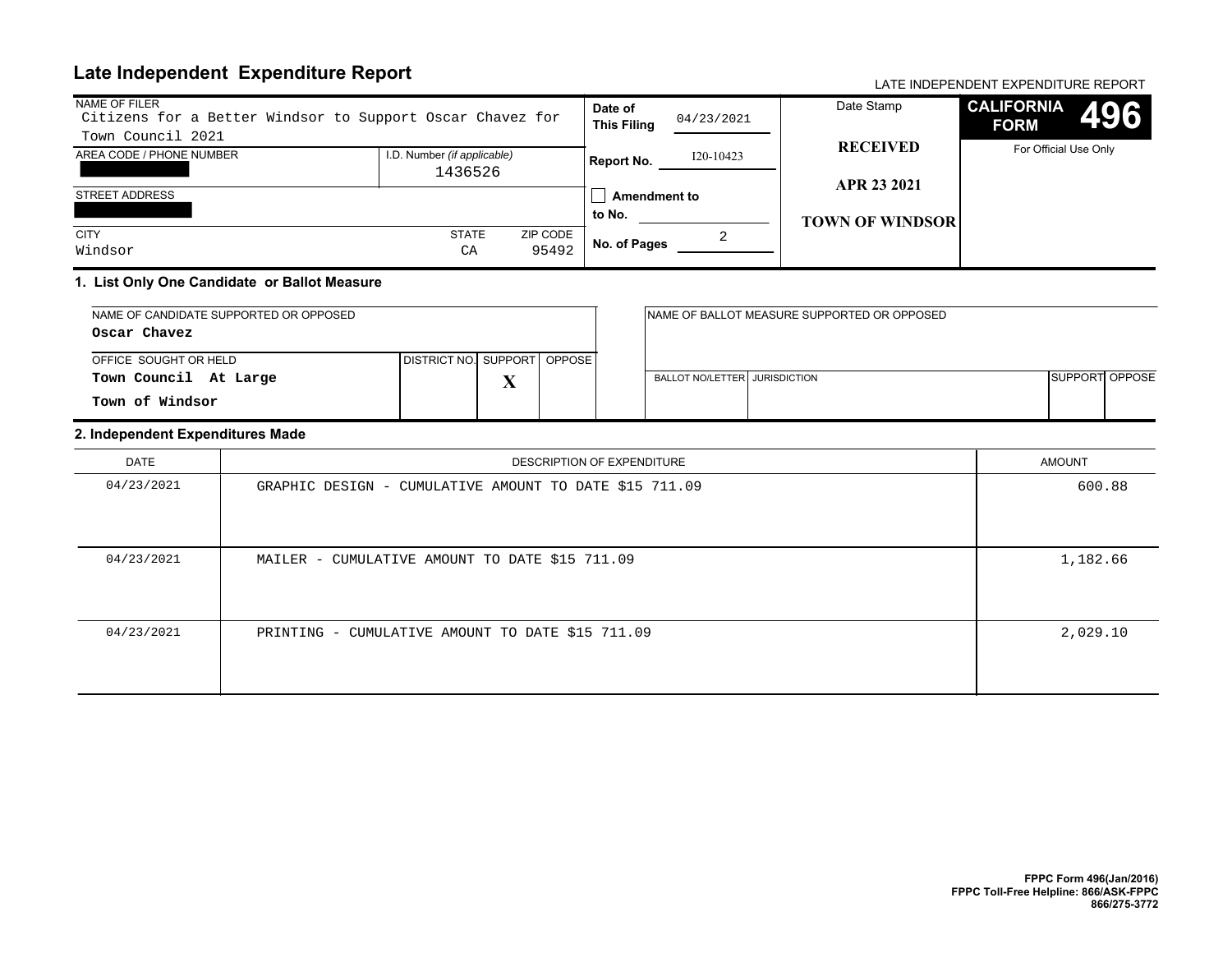# Late Independent Expenditure Report

LATE INDEPENDENT EXPENDITURE REPORT

**CALIFORNIA FORM 496**

For Official Use Only

| NAME OF FILER | | | |
|---|---|---|---|
| Citizens for a Better Windsor to Support Oscar Chavez for Town Council 2021 | | | |
| AREA CODE / PHONE NUMBER | | I.D. Number *(if applicable)* | |
| [REDACTED] | | 1436526 | |
| STREET ADDRESS | | | |
| [REDACTED] | | | |
| CITY | | STATE | ZIP CODE |
| Windsor | | CA | 95492 |

**Date of This Filing:** 04/23/2021

**Report No.:** I20-10423

☐ **Amendment to No.:**

**No. of Pages:** 2

Date Stamp

**RECEIVED**

**APR 23 2021**

**TOWN OF WINDSOR**

## 1. List Only One Candidate or Ballot Measure

| NAME OF CANDIDATE SUPPORTED OR OPPOSED | DISTRICT NO. | SUPPORT | OPPOSE |
|---|---|---|---|
| **Oscar Chavez** | | | |
| OFFICE SOUGHT OR HELD | | | |
| **Town Council At Large**<br>**Town of Windsor** | | **X** | |

| NAME OF BALLOT MEASURE SUPPORTED OR OPPOSED | | | |
|---|---|---|---|
| | | | |
| BALLOT NO/LETTER | JURISDICTION | SUPPORT | OPPOSE |
| | | | |

## 2. Independent Expenditures Made

| DATE | DESCRIPTION OF EXPENDITURE | AMOUNT |
|---|---|---|
| 04/23/2021 | GRAPHIC DESIGN - CUMULATIVE AMOUNT TO DATE $15 711.09 | 600.88 |
| 04/23/2021 | MAILER - CUMULATIVE AMOUNT TO DATE $15 711.09 | 1,182.66 |
| 04/23/2021 | PRINTING - CUMULATIVE AMOUNT TO DATE $15 711.09 | 2,029.10 |

**FPPC Form 496(Jan/2016)**
**FPPC Toll-Free Helpline: 866/ASK-FPPC**
**866/275-3772**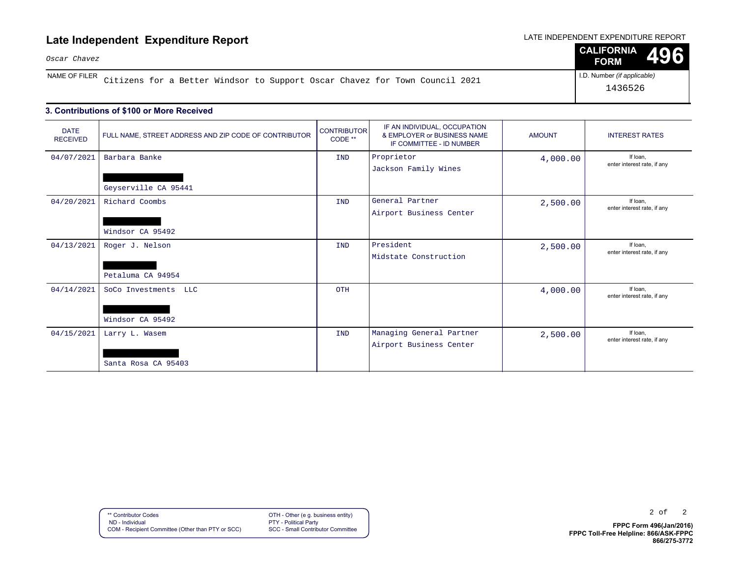# Late Independent Expenditure Report

LATE INDEPENDENT EXPENDITURE REPORT

**CALIFORNIA FORM 496**

*Oscar Chavez*

NAME OF FILER: Citizens for a Better Windsor to Support Oscar Chavez for Town Council 2021

I.D. Number *(if applicable)*: 1436526

### 3. Contributions of $100 or More Received

| DATE RECEIVED | FULL NAME, STREET ADDRESS AND ZIP CODE OF CONTRIBUTOR | CONTRIBUTOR CODE ** | IF AN INDIVIDUAL, OCCUPATION & EMPLOYER or BUSINESS NAME IF COMMITTEE - ID NUMBER | AMOUNT | INTEREST RATES |
|---|---|---|---|---|---|
| 04/07/2021 | Barbara Banke<br>[REDACTED]<br>Geyserville CA 95441 | IND | Proprietor<br>Jackson Family Wines | 4,000.00 | If loan, enter interest rate, if any |
| 04/20/2021 | Richard Coombs<br>[REDACTED]<br>Windsor CA 95492 | IND | General Partner<br>Airport Business Center | 2,500.00 | If loan, enter interest rate, if any |
| 04/13/2021 | Roger J. Nelson<br>[REDACTED]<br>Petaluma CA 94954 | IND | President<br>Midstate Construction | 2,500.00 | If loan, enter interest rate, if any |
| 04/14/2021 | SoCo Investments LLC<br>[REDACTED]<br>Windsor CA 95492 | OTH | | 4,000.00 | If loan, enter interest rate, if any |
| 04/15/2021 | Larry L. Wasem<br>[REDACTED]<br>Santa Rosa CA 95403 | IND | Managing General Partner<br>Airport Business Center | 2,500.00 | If loan, enter interest rate, if any |

** Contributor Codes
- ND - Individual
- COM - Recipient Committee (Other than PTY or SCC)
- OTH - Other (e g. business entity)
- PTY - Political Party
- SCC - Small Contributor Committee

FPPC Form 496(Jan/2016)
FPPC Toll-Free Helpline: 866/ASK-FPPC 866/275-3772